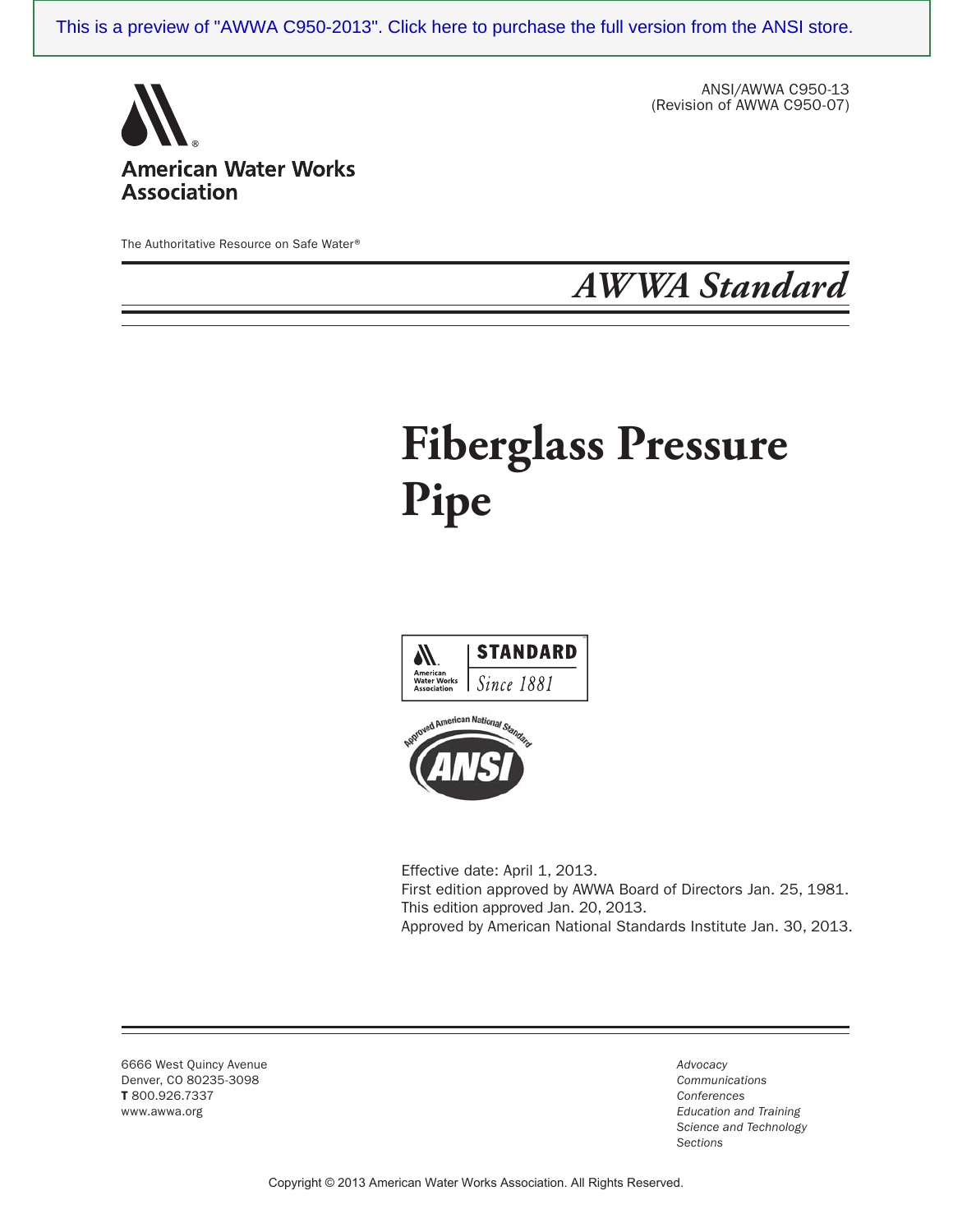This is a preview of "AWWA C950-2013". Click here to purchase the full version from the ANSI store.

ANSI/AWWA C950-13
(Revision of AWWA C950-07)

American Water Works Association

The Authoritative Resource on Safe Water®

*AWWA Standard*

# Fiberglass Pressure Pipe

Effective date: April 1, 2013.
First edition approved by AWWA Board of Directors Jan. 25, 1981.
This edition approved Jan. 20, 2013.
Approved by American National Standards Institute Jan. 30, 2013.

6666 West Quincy Avenue
Denver, CO 80235-3098
**T** 800.926.7337
www.awwa.org

*Advocacy*
*Communications*
*Conferences*
*Education and Training*
*Science and Technology*
*Sections*

Copyright © 2013 American Water Works Association. All Rights Reserved.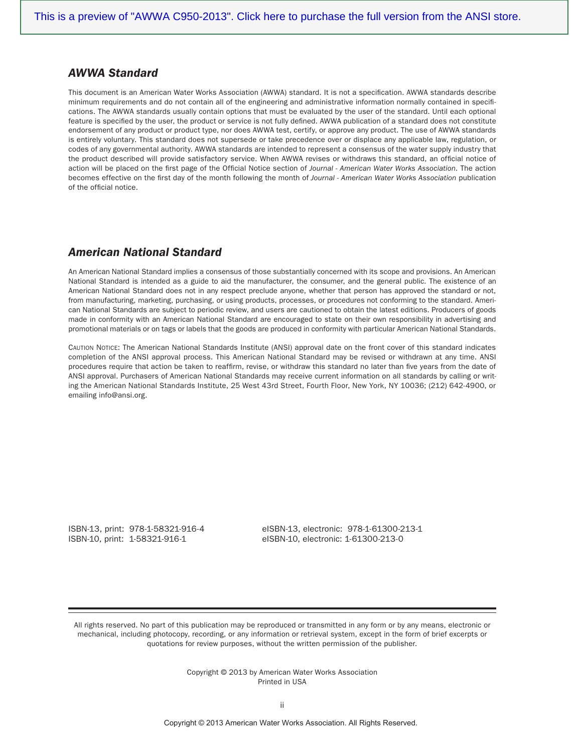## *AWWA Standard*

This document is an American Water Works Association (AWWA) standard. It is not a specification. AWWA standards describe minimum requirements and do not contain all of the engineering and administrative information normally contained in specifications. The AWWA standards usually contain options that must be evaluated by the user of the standard. Until each optional feature is specified by the user, the product or service is not fully defined. AWWA publication of a standard does not constitute endorsement of any product or product type, nor does AWWA test, certify, or approve any product. The use of AWWA standards is entirely voluntary. This standard does not supersede or take precedence over or displace any applicable law, regulation, or codes of any governmental authority. AWWA standards are intended to represent a consensus of the water supply industry that the product described will provide satisfactory service. When AWWA revises or withdraws this standard, an official notice of action will be placed on the first page of the Official Notice section of *Journal - American Water Works Association*. The action becomes effective on the first day of the month following the month of *Journal - American Water Works Association* publication of the official notice.

## *American National Standard*

An American National Standard implies a consensus of those substantially concerned with its scope and provisions. An American National Standard is intended as a guide to aid the manufacturer, the consumer, and the general public. The existence of an American National Standard does not in any respect preclude anyone, whether that person has approved the standard or not, from manufacturing, marketing, purchasing, or using products, processes, or procedures not conforming to the standard. American National Standards are subject to periodic review, and users are cautioned to obtain the latest editions. Producers of goods made in conformity with an American National Standard are encouraged to state on their own responsibility in advertising and promotional materials or on tags or labels that the goods are produced in conformity with particular American National Standards.

Caution Notice: The American National Standards Institute (ANSI) approval date on the front cover of this standard indicates completion of the ANSI approval process. This American National Standard may be revised or withdrawn at any time. ANSI procedures require that action be taken to reaffirm, revise, or withdraw this standard no later than five years from the date of ANSI approval. Purchasers of American National Standards may receive current information on all standards by calling or writing the American National Standards Institute, 25 West 43rd Street, Fourth Floor, New York, NY 10036; (212) 642-4900, or emailing info@ansi.org.

ISBN-13, print: 978-1-58321-916-4
ISBN-10, print: 1-58321-916-1

eISBN-13, electronic: 978-1-61300-213-1
eISBN-10, electronic: 1-61300-213-0

All rights reserved. No part of this publication may be reproduced or transmitted in any form or by any means, electronic or mechanical, including photocopy, recording, or any information or retrieval system, except in the form of brief excerpts or quotations for review purposes, without the written permission of the publisher.

Copyright © 2013 by American Water Works Association
Printed in USA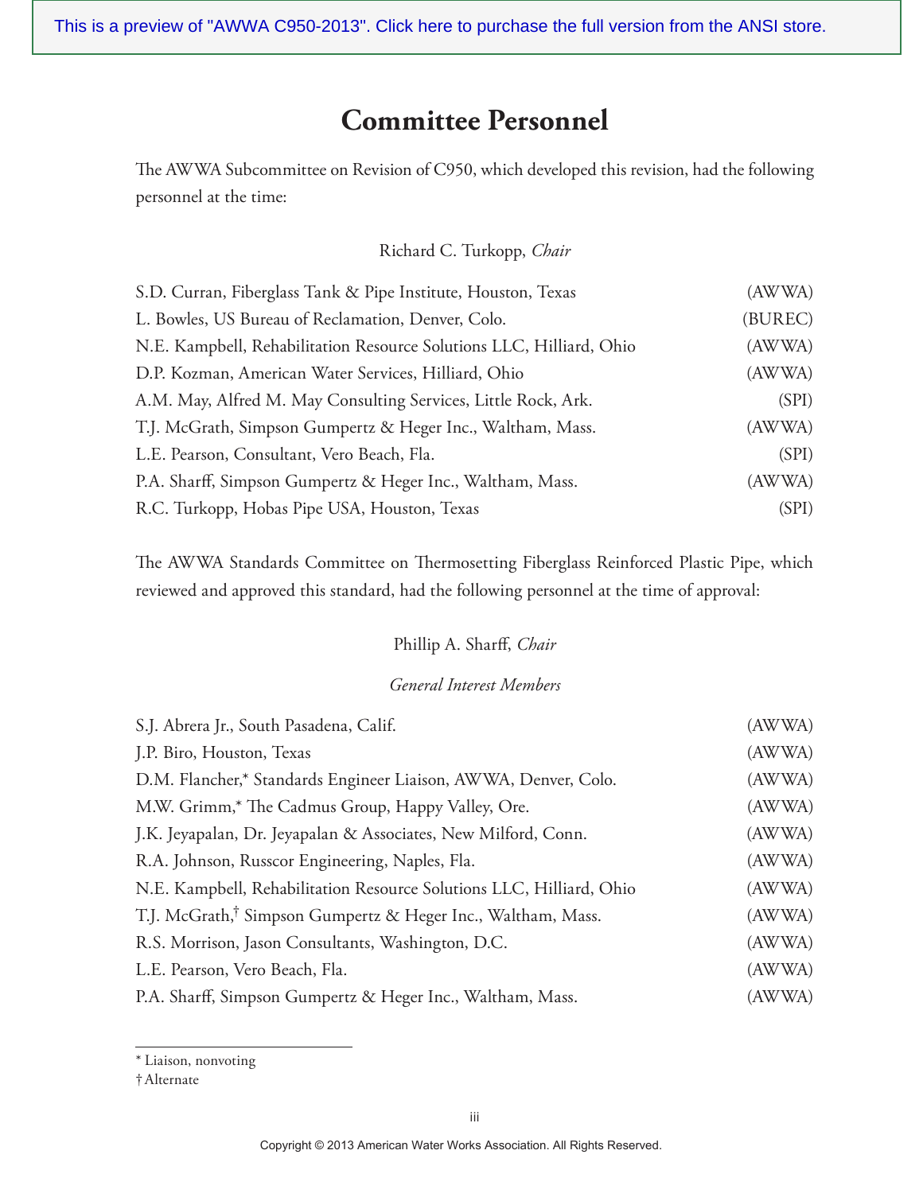# Committee Personnel

The AWWA Subcommittee on Revision of C950, which developed this revision, had the following personnel at the time:

Richard C. Turkopp, *Chair*

S.D. Curran, Fiberglass Tank & Pipe Institute, Houston, Texas (AWWA)
L. Bowles, US Bureau of Reclamation, Denver, Colo. (BUREC)
N.E. Kampbell, Rehabilitation Resource Solutions LLC, Hilliard, Ohio (AWWA)
D.P. Kozman, American Water Services, Hilliard, Ohio (AWWA)
A.M. May, Alfred M. May Consulting Services, Little Rock, Ark. (SPI)
T.J. McGrath, Simpson Gumpertz & Heger Inc., Waltham, Mass. (AWWA)
L.E. Pearson, Consultant, Vero Beach, Fla. (SPI)
P.A. Sharff, Simpson Gumpertz & Heger Inc., Waltham, Mass. (AWWA)
R.C. Turkopp, Hobas Pipe USA, Houston, Texas (SPI)

The AWWA Standards Committee on Thermosetting Fiberglass Reinforced Plastic Pipe, which reviewed and approved this standard, had the following personnel at the time of approval:

Phillip A. Sharff, *Chair*

*General Interest Members*

S.J. Abrera Jr., South Pasadena, Calif. (AWWA)
J.P. Biro, Houston, Texas (AWWA)
D.M. Flancher,* Standards Engineer Liaison, AWWA, Denver, Colo. (AWWA)
M.W. Grimm,* The Cadmus Group, Happy Valley, Ore. (AWWA)
J.K. Jeyapalan, Dr. Jeyapalan & Associates, New Milford, Conn. (AWWA)
R.A. Johnson, Russcor Engineering, Naples, Fla. (AWWA)
N.E. Kampbell, Rehabilitation Resource Solutions LLC, Hilliard, Ohio (AWWA)
T.J. McGrath,† Simpson Gumpertz & Heger Inc., Waltham, Mass. (AWWA)
R.S. Morrison, Jason Consultants, Washington, D.C. (AWWA)
L.E. Pearson, Vero Beach, Fla. (AWWA)
P.A. Sharff, Simpson Gumpertz & Heger Inc., Waltham, Mass. (AWWA)

\* Liaison, nonvoting
† Alternate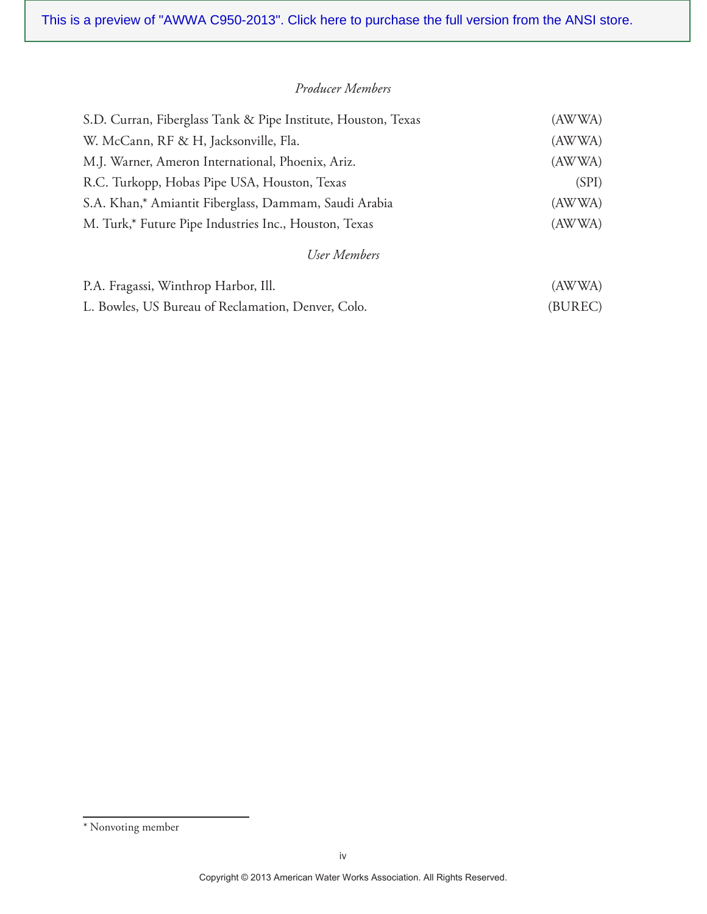*Producer Members*

S.D. Curran, Fiberglass Tank & Pipe Institute, Houston, Texas (AWWA)

W. McCann, RF & H, Jacksonville, Fla. (AWWA)

M.J. Warner, Ameron International, Phoenix, Ariz. (AWWA)

R.C. Turkopp, Hobas Pipe USA, Houston, Texas (SPI)

S.A. Khan,* Amiantit Fiberglass, Dammam, Saudi Arabia (AWWA)

M. Turk,* Future Pipe Industries Inc., Houston, Texas (AWWA)

*User Members*

P.A. Fragassi, Winthrop Harbor, Ill. (AWWA)

L. Bowles, US Bureau of Reclamation, Denver, Colo. (BUREC)

\* Nonvoting member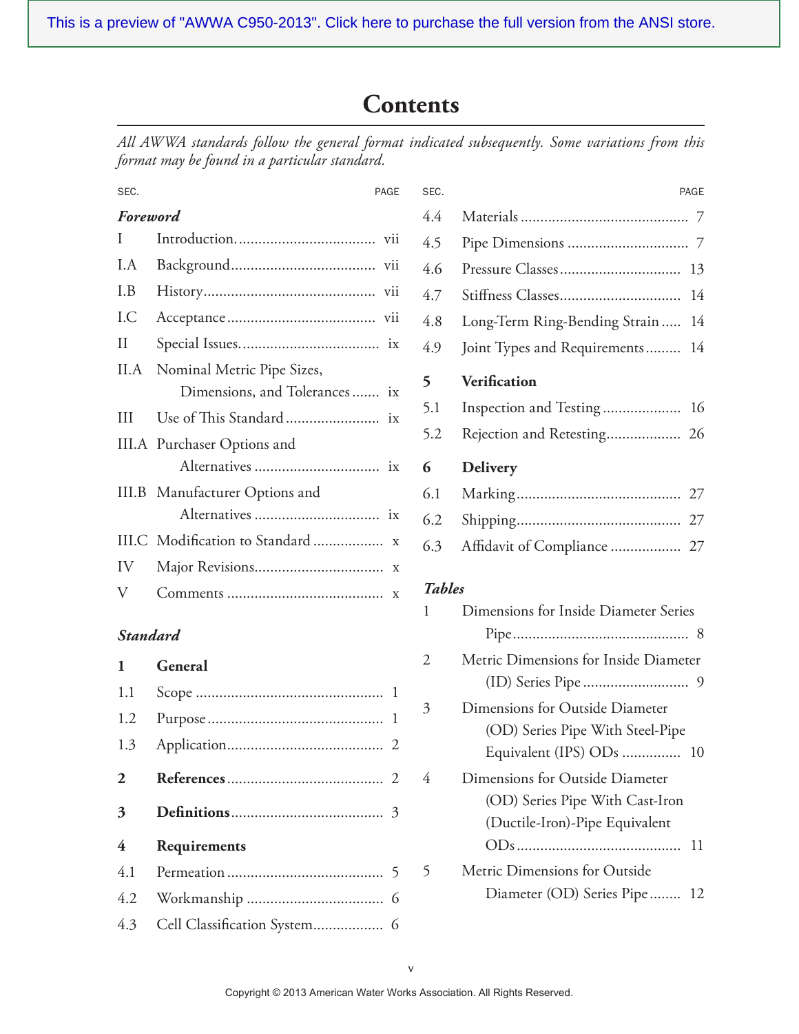This is a preview of "AWWA C950-2013". Click here to purchase the full version from the ANSI store.

# Contents

*All AWWA standards follow the general format indicated subsequently. Some variations from this format may be found in a particular standard.*

| SEC. | | PAGE |
|---|---|---|
| ***Foreword*** | | |
| I | Introduction | vii |
| I.A | Background | vii |
| I.B | History | vii |
| I.C | Acceptance | vii |
| II | Special Issues | ix |
| II.A | Nominal Metric Pipe Sizes, Dimensions, and Tolerances | ix |
| III | Use of This Standard | ix |
| III.A | Purchaser Options and Alternatives | ix |
| III.B | Manufacturer Options and Alternatives | ix |
| III.C | Modification to Standard | x |
| IV | Major Revisions | x |
| V | Comments | x |
| ***Standard*** | | |
| **1** | **General** | |
| 1.1 | Scope | 1 |
| 1.2 | Purpose | 1 |
| 1.3 | Application | 2 |
| **2** | **References** | 2 |
| **3** | **Definitions** | 3 |
| **4** | **Requirements** | |
| 4.1 | Permeation | 5 |
| 4.2 | Workmanship | 6 |
| 4.3 | Cell Classification System | 6 |
| 4.4 | Materials | 7 |
| 4.5 | Pipe Dimensions | 7 |
| 4.6 | Pressure Classes | 13 |
| 4.7 | Stiffness Classes | 14 |
| 4.8 | Long-Term Ring-Bending Strain | 14 |
| 4.9 | Joint Types and Requirements | 14 |
| **5** | **Verification** | |
| 5.1 | Inspection and Testing | 16 |
| 5.2 | Rejection and Retesting | 26 |
| **6** | **Delivery** | |
| 6.1 | Marking | 27 |
| 6.2 | Shipping | 27 |
| 6.3 | Affidavit of Compliance | 27 |
| ***Tables*** | | |
| 1 | Dimensions for Inside Diameter Series Pipe | 8 |
| 2 | Metric Dimensions for Inside Diameter (ID) Series Pipe | 9 |
| 3 | Dimensions for Outside Diameter (OD) Series Pipe With Steel-Pipe Equivalent (IPS) ODs | 10 |
| 4 | Dimensions for Outside Diameter (OD) Series Pipe With Cast-Iron (Ductile-Iron)-Pipe Equivalent ODs | 11 |
| 5 | Metric Dimensions for Outside Diameter (OD) Series Pipe | 12 |

Copyright © 2013 American Water Works Association. All Rights Reserved.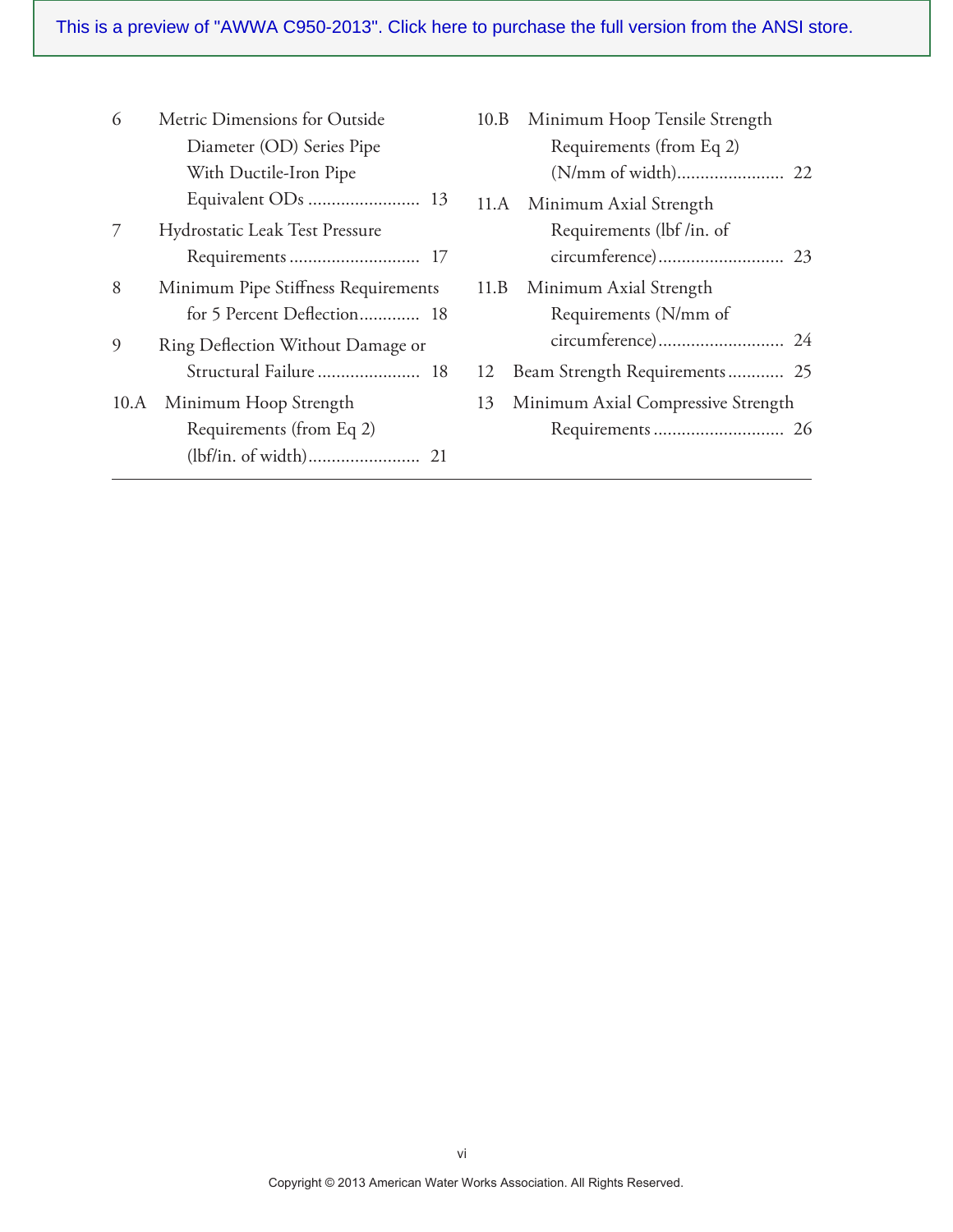6 Metric Dimensions for Outside Diameter (OD) Series Pipe With Ductile-Iron Pipe Equivalent ODs ........................ 13

7 Hydrostatic Leak Test Pressure Requirements ............................ 17

8 Minimum Pipe Stiffness Requirements for 5 Percent Deflection............. 18

9 Ring Deflection Without Damage or Structural Failure ...................... 18

10.A Minimum Hoop Strength Requirements (from Eq 2) (lbf/in. of width)........................ 21

10.B Minimum Hoop Tensile Strength Requirements (from Eq 2) (N/mm of width)....................... 22

11.A Minimum Axial Strength Requirements (lbf /in. of circumference)........................... 23

11.B Minimum Axial Strength Requirements (N/mm of circumference)........................... 24

12 Beam Strength Requirements............ 25

13 Minimum Axial Compressive Strength Requirements ............................ 26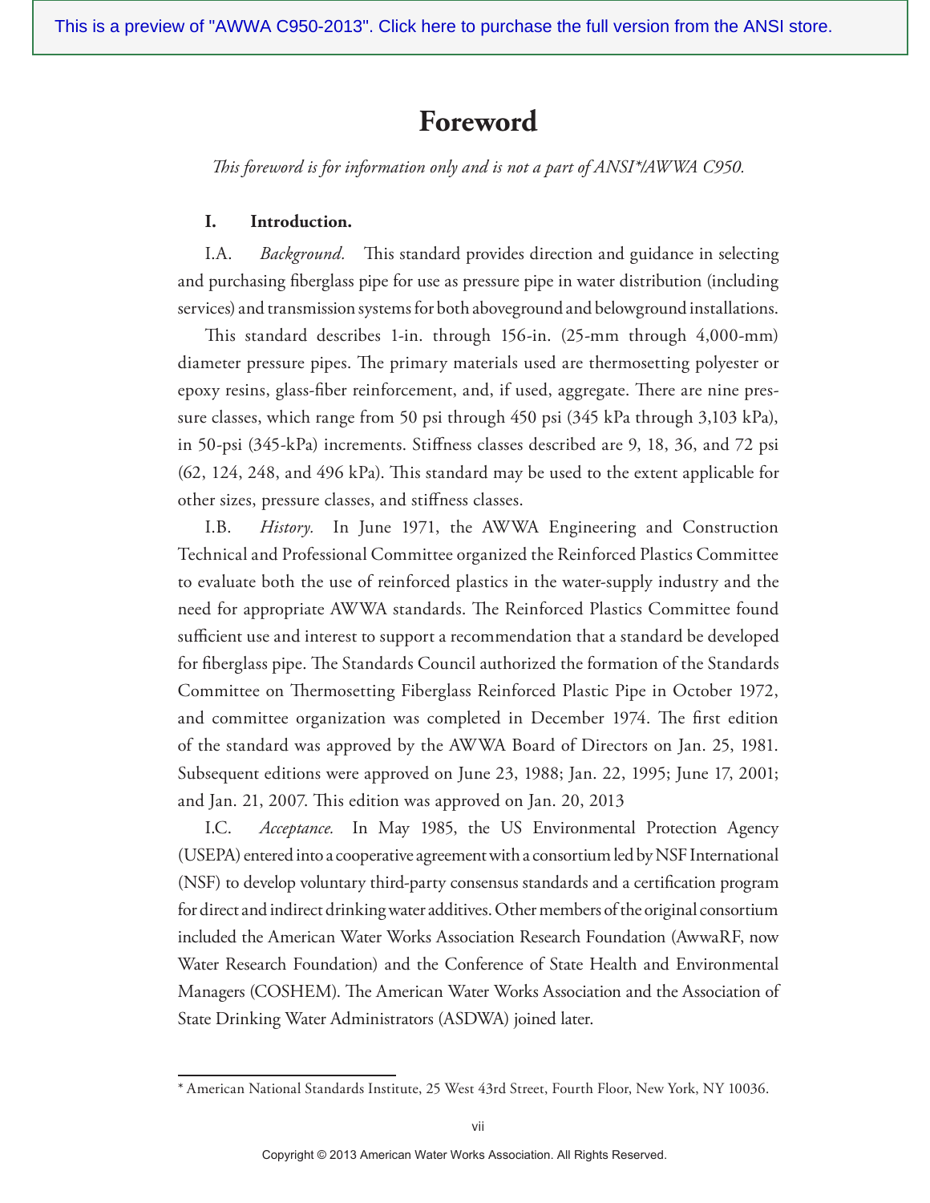# Foreword

*This foreword is for information only and is not a part of ANSI\*/AWWA C950.*

**I. Introduction.**

I.A. *Background.* This standard provides direction and guidance in selecting and purchasing fiberglass pipe for use as pressure pipe in water distribution (including services) and transmission systems for both aboveground and belowground installations.

This standard describes 1-in. through 156-in. (25-mm through 4,000-mm) diameter pressure pipes. The primary materials used are thermosetting polyester or epoxy resins, glass-fiber reinforcement, and, if used, aggregate. There are nine pressure classes, which range from 50 psi through 450 psi (345 kPa through 3,103 kPa), in 50-psi (345-kPa) increments. Stiffness classes described are 9, 18, 36, and 72 psi (62, 124, 248, and 496 kPa). This standard may be used to the extent applicable for other sizes, pressure classes, and stiffness classes.

I.B. *History.* In June 1971, the AWWA Engineering and Construction Technical and Professional Committee organized the Reinforced Plastics Committee to evaluate both the use of reinforced plastics in the water-supply industry and the need for appropriate AWWA standards. The Reinforced Plastics Committee found sufficient use and interest to support a recommendation that a standard be developed for fiberglass pipe. The Standards Council authorized the formation of the Standards Committee on Thermosetting Fiberglass Reinforced Plastic Pipe in October 1972, and committee organization was completed in December 1974. The first edition of the standard was approved by the AWWA Board of Directors on Jan. 25, 1981. Subsequent editions were approved on June 23, 1988; Jan. 22, 1995; June 17, 2001; and Jan. 21, 2007. This edition was approved on Jan. 20, 2013

I.C. *Acceptance.* In May 1985, the US Environmental Protection Agency (USEPA) entered into a cooperative agreement with a consortium led by NSF International (NSF) to develop voluntary third-party consensus standards and a certification program for direct and indirect drinking water additives. Other members of the original consortium included the American Water Works Association Research Foundation (AwwaRF, now Water Research Foundation) and the Conference of State Health and Environmental Managers (COSHEM). The American Water Works Association and the Association of State Drinking Water Administrators (ASDWA) joined later.

\* American National Standards Institute, 25 West 43rd Street, Fourth Floor, New York, NY 10036.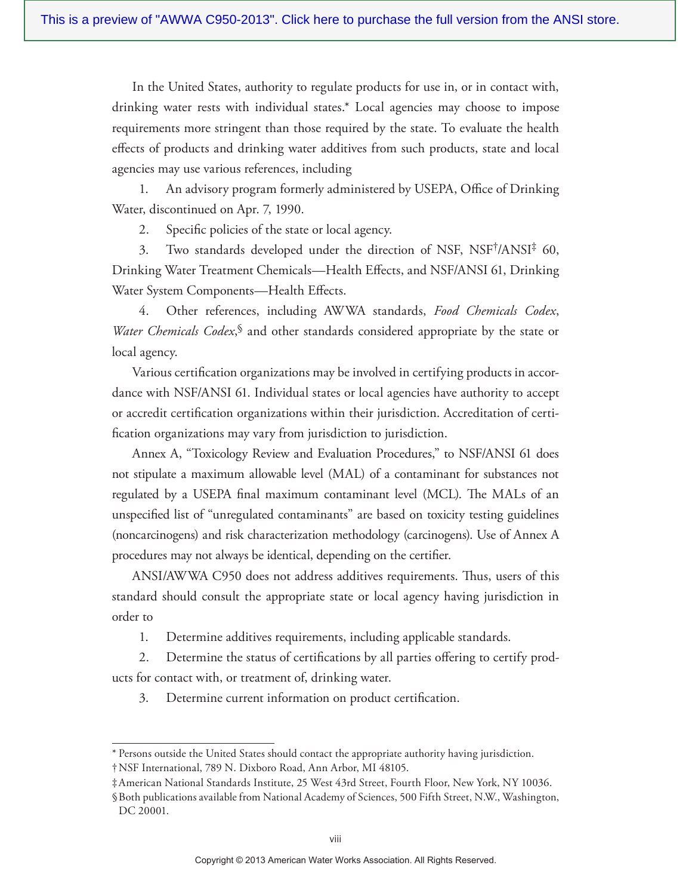In the United States, authority to regulate products for use in, or in contact with, drinking water rests with individual states.* Local agencies may choose to impose requirements more stringent than those required by the state. To evaluate the health effects of products and drinking water additives from such products, state and local agencies may use various references, including

1. An advisory program formerly administered by USEPA, Office of Drinking Water, discontinued on Apr. 7, 1990.
2. Specific policies of the state or local agency.
3. Two standards developed under the direction of NSF, NSF†/ANSI‡ 60, Drinking Water Treatment Chemicals—Health Effects, and NSF/ANSI 61, Drinking Water System Components—Health Effects.
4. Other references, including AWWA standards, *Food Chemicals Codex*, *Water Chemicals Codex*,§ and other standards considered appropriate by the state or local agency.

Various certification organizations may be involved in certifying products in accordance with NSF/ANSI 61. Individual states or local agencies have authority to accept or accredit certification organizations within their jurisdiction. Accreditation of certification organizations may vary from jurisdiction to jurisdiction.

Annex A, "Toxicology Review and Evaluation Procedures," to NSF/ANSI 61 does not stipulate a maximum allowable level (MAL) of a contaminant for substances not regulated by a USEPA final maximum contaminant level (MCL). The MALs of an unspecified list of "unregulated contaminants" are based on toxicity testing guidelines (noncarcinogens) and risk characterization methodology (carcinogens). Use of Annex A procedures may not always be identical, depending on the certifier.

ANSI/AWWA C950 does not address additives requirements. Thus, users of this standard should consult the appropriate state or local agency having jurisdiction in order to

1. Determine additives requirements, including applicable standards.
2. Determine the status of certifications by all parties offering to certify products for contact with, or treatment of, drinking water.
3. Determine current information on product certification.

---

\* Persons outside the United States should contact the appropriate authority having jurisdiction.

† NSF International, 789 N. Dixboro Road, Ann Arbor, MI 48105.

‡ American National Standards Institute, 25 West 43rd Street, Fourth Floor, New York, NY 10036.

§ Both publications available from National Academy of Sciences, 500 Fifth Street, N.W., Washington, DC 20001.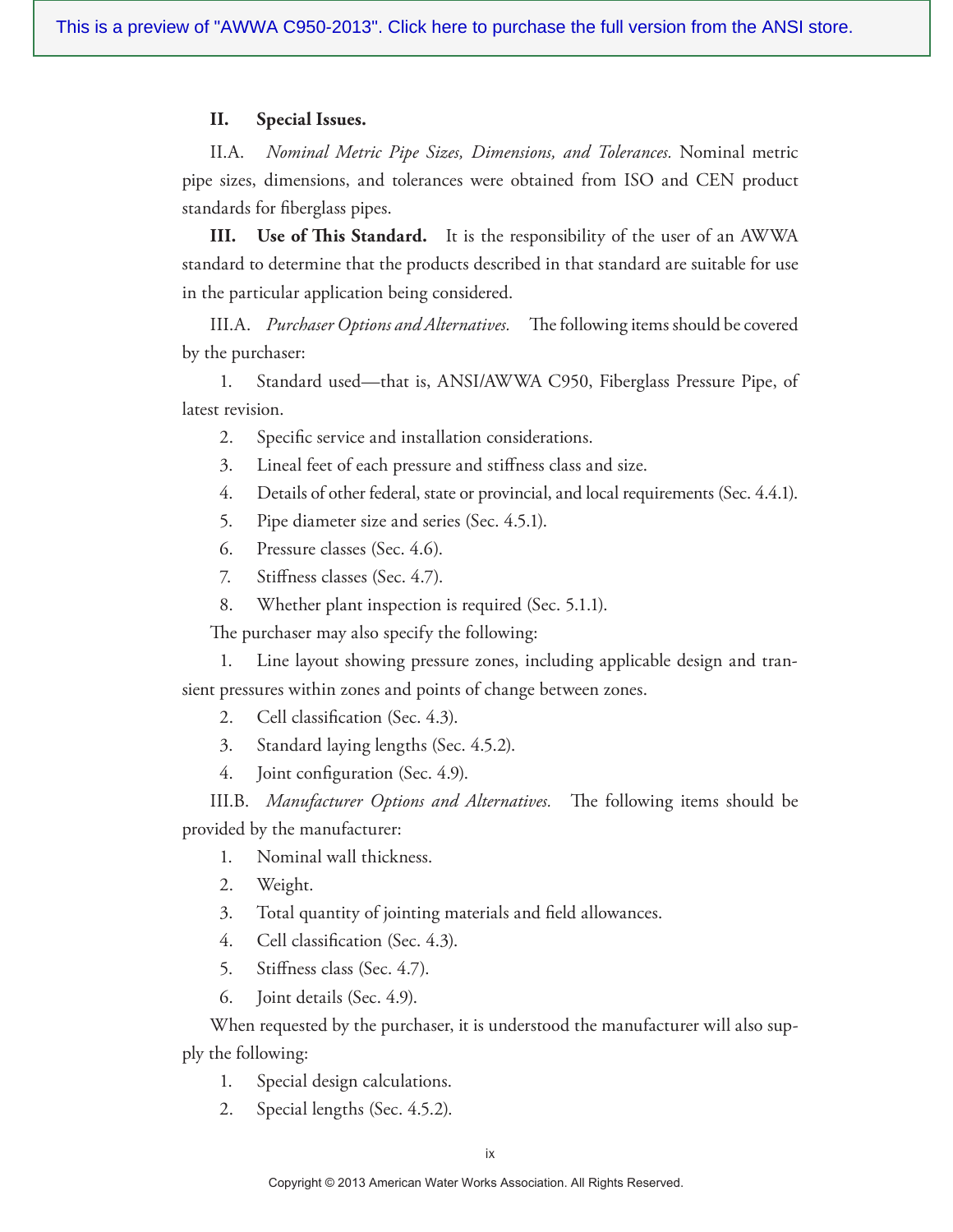**II. Special Issues.**

II.A. *Nominal Metric Pipe Sizes, Dimensions, and Tolerances.* Nominal metric pipe sizes, dimensions, and tolerances were obtained from ISO and CEN product standards for fiberglass pipes.

**III. Use of This Standard.** It is the responsibility of the user of an AWWA standard to determine that the products described in that standard are suitable for use in the particular application being considered.

III.A. *Purchaser Options and Alternatives.* The following items should be covered by the purchaser:

1. Standard used—that is, ANSI/AWWA C950, Fiberglass Pressure Pipe, of latest revision.
2. Specific service and installation considerations.
3. Lineal feet of each pressure and stiffness class and size.
4. Details of other federal, state or provincial, and local requirements (Sec. 4.4.1).
5. Pipe diameter size and series (Sec. 4.5.1).
6. Pressure classes (Sec. 4.6).
7. Stiffness classes (Sec. 4.7).
8. Whether plant inspection is required (Sec. 5.1.1).

The purchaser may also specify the following:

1. Line layout showing pressure zones, including applicable design and transient pressures within zones and points of change between zones.
2. Cell classification (Sec. 4.3).
3. Standard laying lengths (Sec. 4.5.2).
4. Joint configuration (Sec. 4.9).

III.B. *Manufacturer Options and Alternatives.* The following items should be provided by the manufacturer:

1. Nominal wall thickness.
2. Weight.
3. Total quantity of jointing materials and field allowances.
4. Cell classification (Sec. 4.3).
5. Stiffness class (Sec. 4.7).
6. Joint details (Sec. 4.9).

When requested by the purchaser, it is understood the manufacturer will also supply the following:

1. Special design calculations.
2. Special lengths (Sec. 4.5.2).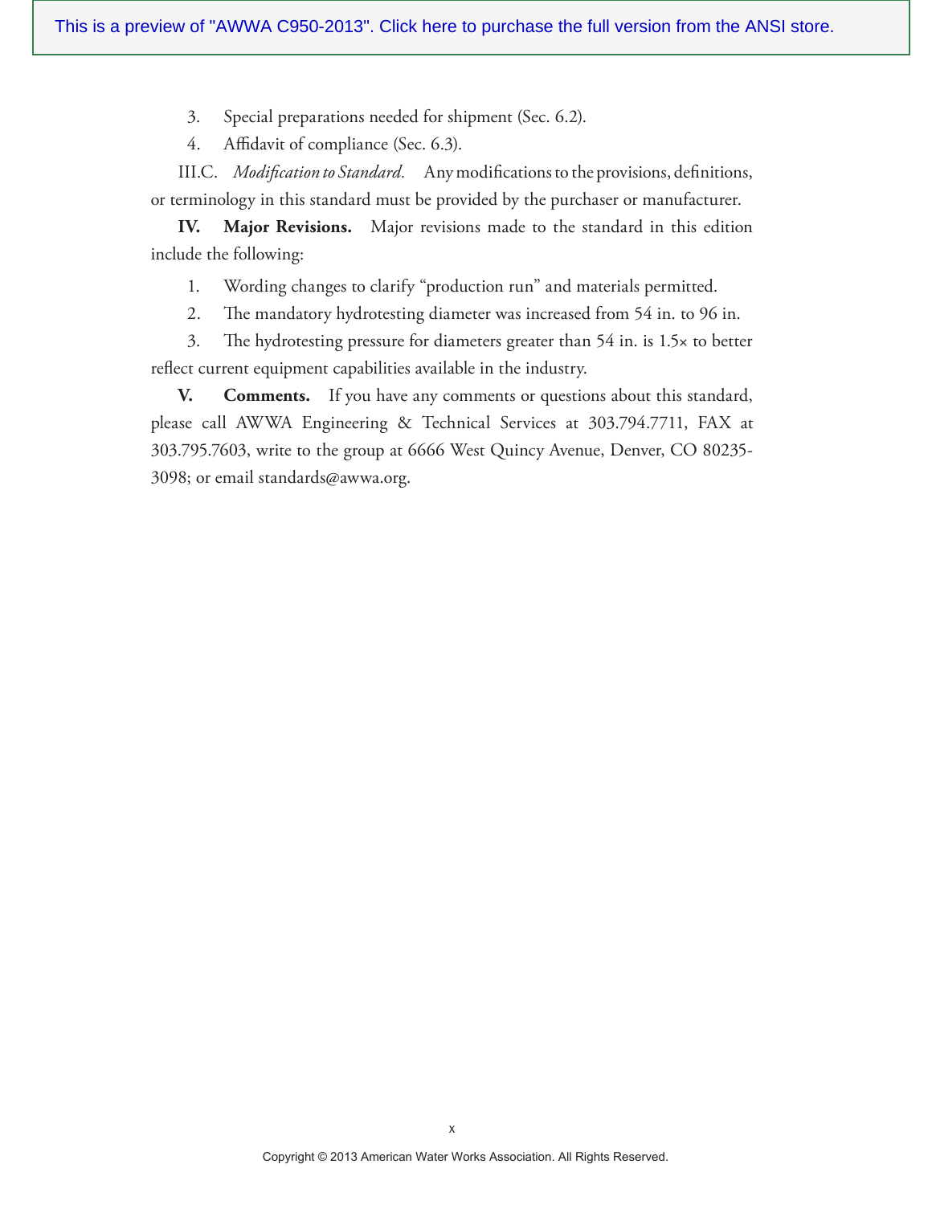3. Special preparations needed for shipment (Sec. 6.2).
4. Affidavit of compliance (Sec. 6.3).

III.C. *Modification to Standard.* Any modifications to the provisions, definitions, or terminology in this standard must be provided by the purchaser or manufacturer.

**IV. Major Revisions.** Major revisions made to the standard in this edition include the following:

1. Wording changes to clarify "production run" and materials permitted.
2. The mandatory hydrotesting diameter was increased from 54 in. to 96 in.
3. The hydrotesting pressure for diameters greater than 54 in. is 1.5× to better reflect current equipment capabilities available in the industry.

**V. Comments.** If you have any comments or questions about this standard, please call AWWA Engineering & Technical Services at 303.794.7711, FAX at 303.795.7603, write to the group at 6666 West Quincy Avenue, Denver, CO 80235-3098; or email standards@awwa.org.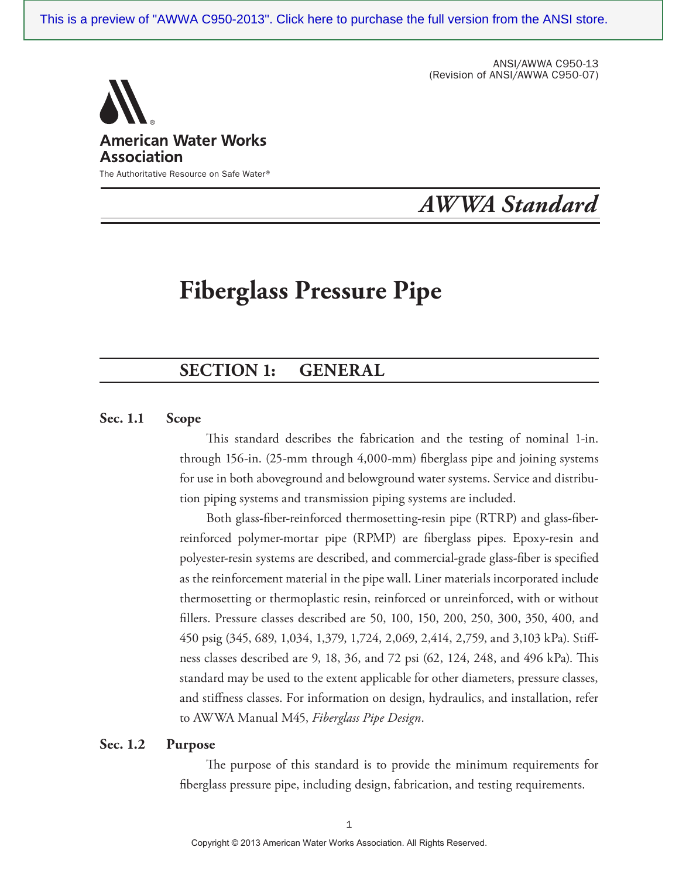ANSI/AWWA C950-13
(Revision of ANSI/AWWA C950-07)

American Water Works Association

The Authoritative Resource on Safe Water®

*AWWA Standard*

# Fiberglass Pressure Pipe

## SECTION 1: GENERAL

### Sec. 1.1 Scope

This standard describes the fabrication and the testing of nominal 1-in. through 156-in. (25-mm through 4,000-mm) fiberglass pipe and joining systems for use in both aboveground and belowground water systems. Service and distribution piping systems and transmission piping systems are included.

Both glass-fiber-reinforced thermosetting-resin pipe (RTRP) and glass-fiber-reinforced polymer-mortar pipe (RPMP) are fiberglass pipes. Epoxy-resin and polyester-resin systems are described, and commercial-grade glass-fiber is specified as the reinforcement material in the pipe wall. Liner materials incorporated include thermosetting or thermoplastic resin, reinforced or unreinforced, with or without fillers. Pressure classes described are 50, 100, 150, 200, 250, 300, 350, 400, and 450 psig (345, 689, 1,034, 1,379, 1,724, 2,069, 2,414, 2,759, and 3,103 kPa). Stiffness classes described are 9, 18, 36, and 72 psi (62, 124, 248, and 496 kPa). This standard may be used to the extent applicable for other diameters, pressure classes, and stiffness classes. For information on design, hydraulics, and installation, refer to AWWA Manual M45, *Fiberglass Pipe Design*.

### Sec. 1.2 Purpose

The purpose of this standard is to provide the minimum requirements for fiberglass pressure pipe, including design, fabrication, and testing requirements.